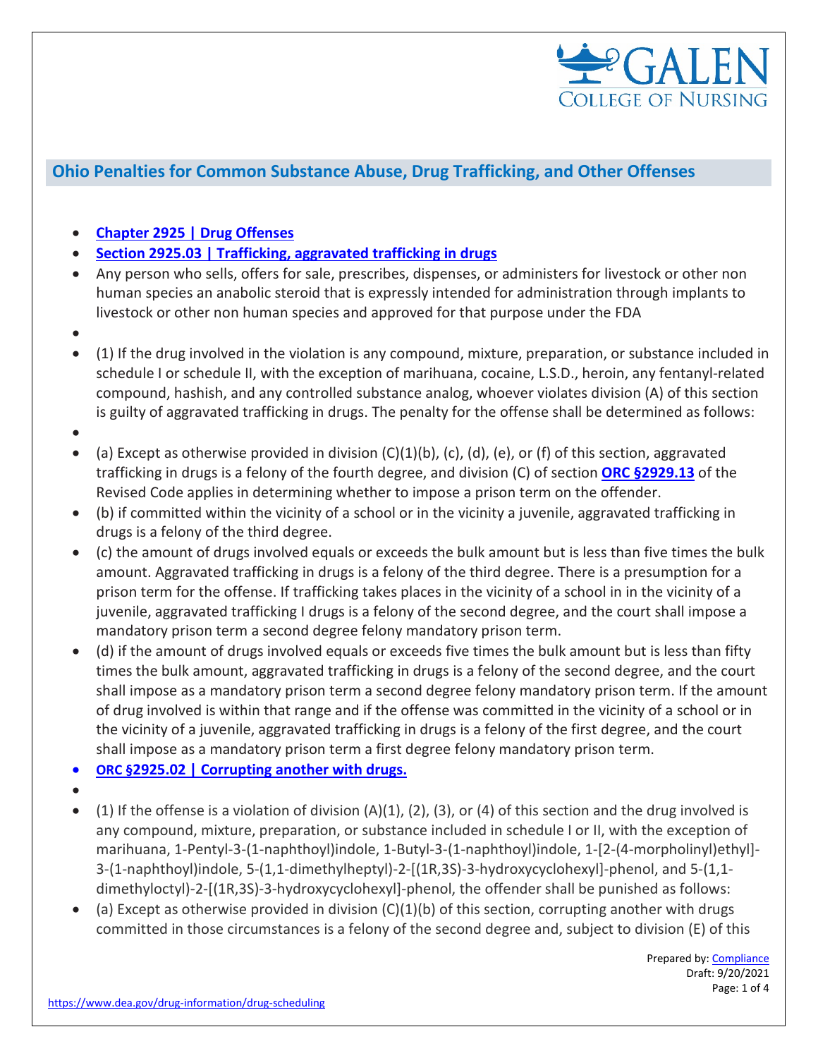## Ohio Penalties for Common Substance Abuse, Drug Trafficking, and Other Offenses

- **Chapter 2925 | Drug Offenses**
- **Section 2925.03 | Trafficking, aggravated trafficking in drugs**
- Any person who sells, offers for sale, prescribes, dispenses, or administers for livestock or other non human species an anabolic steroid that is expressly intended for administration through implants to livestock or other non human species and approved for that purpose under the FDA
- 
- (1) If the drug involved in the violation is any compound, mixture, preparation, or substance included in schedule I or schedule II, with the exception of marihuana, cocaine, L.S.D., heroin, any fentanyl-related compound, hashish, and any controlled substance analog, whoever violates division (A) of this section is guilty of aggravated trafficking in drugs. The penalty for the offense shall be determined as follows:
- 
- (a) Except as otherwise provided in division (C)(1)(b), (c), (d), (e), or (f) of this section, aggravated trafficking in drugs is a felony of the fourth degree, and division (C) of section **ORC §2929.13** of the Revised Code applies in determining whether to impose a prison term on the offender.
- (b) if committed within the vicinity of a school or in the vicinity a juvenile, aggravated trafficking in drugs is a felony of the third degree.
- (c) the amount of drugs involved equals or exceeds the bulk amount but is less than five times the bulk amount. Aggravated trafficking in drugs is a felony of the third degree. There is a presumption for a prison term for the offense. If trafficking takes places in the vicinity of a school in in the vicinity of a juvenile, aggravated trafficking I drugs is a felony of the second degree, and the court shall impose a mandatory prison term a second degree felony mandatory prison term.
- (d) if the amount of drugs involved equals or exceeds five times the bulk amount but is less than fifty times the bulk amount, aggravated trafficking in drugs is a felony of the second degree, and the court shall impose as a mandatory prison term a second degree felony mandatory prison term. If the amount of drug involved is within that range and if the offense was committed in the vicinity of a school or in the vicinity of a juvenile, aggravated trafficking in drugs is a felony of the first degree, and the court shall impose as a mandatory prison term a first degree felony mandatory prison term.
- **ORC §2925.02 | Corrupting another with drugs.**
- 
- (1) If the offense is a violation of division (A)(1), (2), (3), or (4) of this section and the drug involved is any compound, mixture, preparation, or substance included in schedule I or II, with the exception of marihuana, 1-Pentyl-3-(1-naphthoyl)indole, 1-Butyl-3-(1-naphthoyl)indole, 1-[2-(4-morpholinyl)ethyl]-3-(1-naphthoyl)indole, 5-(1,1-dimethylheptyl)-2-[(1R,3S)-3-hydroxycyclohexyl]-phenol, and 5-(1,1-dimethyloctyl)-2-[(1R,3S)-3-hydroxycyclohexyl]-phenol, the offender shall be punished as follows:
- (a) Except as otherwise provided in division (C)(1)(b) of this section, corrupting another with drugs committed in those circumstances is a felony of the second degree and, subject to division (E) of this

Prepared by: Compliance
Draft: 9/20/2021

https://www.dea.gov/drug-information/drug-scheduling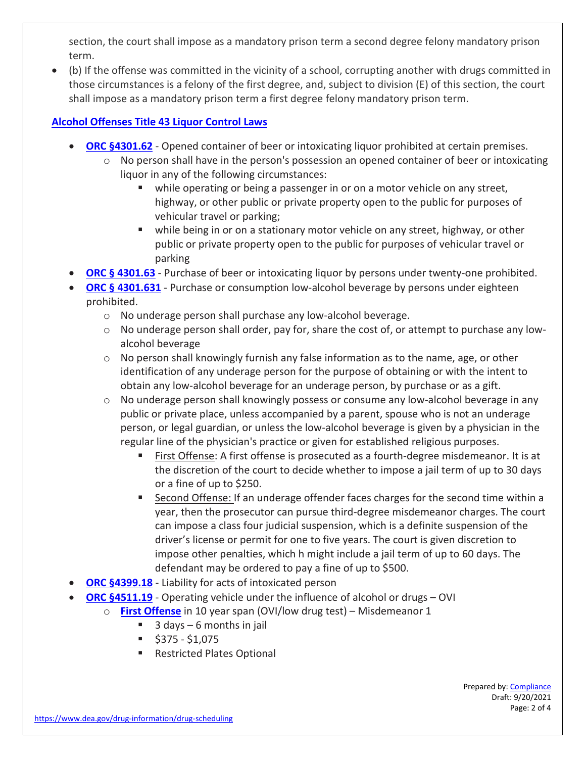section, the court shall impose as a mandatory prison term a second degree felony mandatory prison term.

- (b) If the offense was committed in the vicinity of a school, corrupting another with drugs committed in those circumstances is a felony of the first degree, and, subject to division (E) of this section, the court shall impose as a mandatory prison term a first degree felony mandatory prison term.

## Alcohol Offenses Title 43 Liquor Control Laws

- **ORC §4301.62** - Opened container of beer or intoxicating liquor prohibited at certain premises.
  - No person shall have in the person's possession an opened container of beer or intoxicating liquor in any of the following circumstances:
    - while operating or being a passenger in or on a motor vehicle on any street, highway, or other public or private property open to the public for purposes of vehicular travel or parking;
    - while being in or on a stationary motor vehicle on any street, highway, or other public or private property open to the public for purposes of vehicular travel or parking
- **ORC § 4301.63** - Purchase of beer or intoxicating liquor by persons under twenty-one prohibited.
- **ORC § 4301.631** - Purchase or consumption low-alcohol beverage by persons under eighteen prohibited.
  - No underage person shall purchase any low-alcohol beverage.
  - No underage person shall order, pay for, share the cost of, or attempt to purchase any low-alcohol beverage
  - No person shall knowingly furnish any false information as to the name, age, or other identification of any underage person for the purpose of obtaining or with the intent to obtain any low-alcohol beverage for an underage person, by purchase or as a gift.
  - No underage person shall knowingly possess or consume any low-alcohol beverage in any public or private place, unless accompanied by a parent, spouse who is not an underage person, or legal guardian, or unless the low-alcohol beverage is given by a physician in the regular line of the physician's practice or given for established religious purposes.
    - First Offense: A first offense is prosecuted as a fourth-degree misdemeanor. It is at the discretion of the court to decide whether to impose a jail term of up to 30 days or a fine of up to $250.
    - Second Offense: If an underage offender faces charges for the second time within a year, then the prosecutor can pursue third-degree misdemeanor charges. The court can impose a class four judicial suspension, which is a definite suspension of the driver's license or permit for one to five years. The court is given discretion to impose other penalties, which h might include a jail term of up to 60 days. The defendant may be ordered to pay a fine of up to $500.
- **ORC §4399.18** - Liability for acts of intoxicated person
- **ORC §4511.19** - Operating vehicle under the influence of alcohol or drugs – OVI
  - **First Offense** in 10 year span (OVI/low drug test) – Misdemeanor 1
    - 3 days – 6 months in jail
    - $375 - $1,075
    - Restricted Plates Optional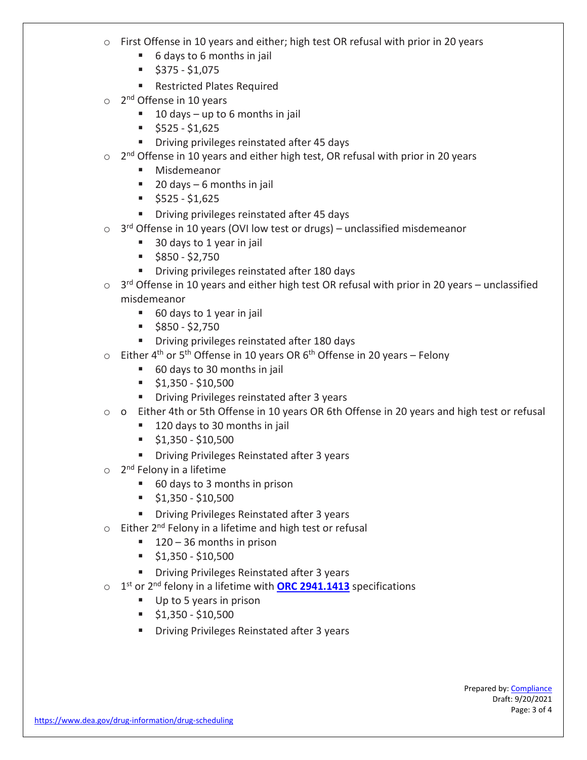- First Offense in 10 years and either; high test OR refusal with prior in 20 years
  - 6 days to 6 months in jail
  - $375 - $1,075
  - Restricted Plates Required
- 2nd Offense in 10 years
  - 10 days – up to 6 months in jail
  - $525 - $1,625
  - Driving privileges reinstated after 45 days
- 2nd Offense in 10 years and either high test, OR refusal with prior in 20 years
  - Misdemeanor
  - 20 days – 6 months in jail
  - $525 - $1,625
  - Driving privileges reinstated after 45 days
- 3rd Offense in 10 years (OVI low test or drugs) – unclassified misdemeanor
  - 30 days to 1 year in jail
  - $850 - $2,750
  - Driving privileges reinstated after 180 days
- 3rd Offense in 10 years and either high test OR refusal with prior in 20 years – unclassified misdemeanor
  - 60 days to 1 year in jail
  - $850 - $2,750
  - Driving privileges reinstated after 180 days
- Either 4th or 5th Offense in 10 years OR 6th Offense in 20 years – Felony
  - 60 days to 30 months in jail
  - $1,350 - $10,500
  - Driving Privileges reinstated after 3 years
- o Either 4th or 5th Offense in 10 years OR 6th Offense in 20 years and high test or refusal
  - 120 days to 30 months in jail
  - $1,350 - $10,500
  - Driving Privileges Reinstated after 3 years
- 2nd Felony in a lifetime
  - 60 days to 3 months in prison
  - $1,350 - $10,500
  - Driving Privileges Reinstated after 3 years
- Either 2nd Felony in a lifetime and high test or refusal
  - 120 – 36 months in prison
  - $1,350 - $10,500
  - Driving Privileges Reinstated after 3 years
- 1st or 2nd felony in a lifetime with **ORC 2941.1413** specifications
  - Up to 5 years in prison
  - $1,350 - $10,500
  - Driving Privileges Reinstated after 3 years

Prepared by: Compliance
Draft: 9/20/2021

https://www.dea.gov/drug-information/drug-scheduling